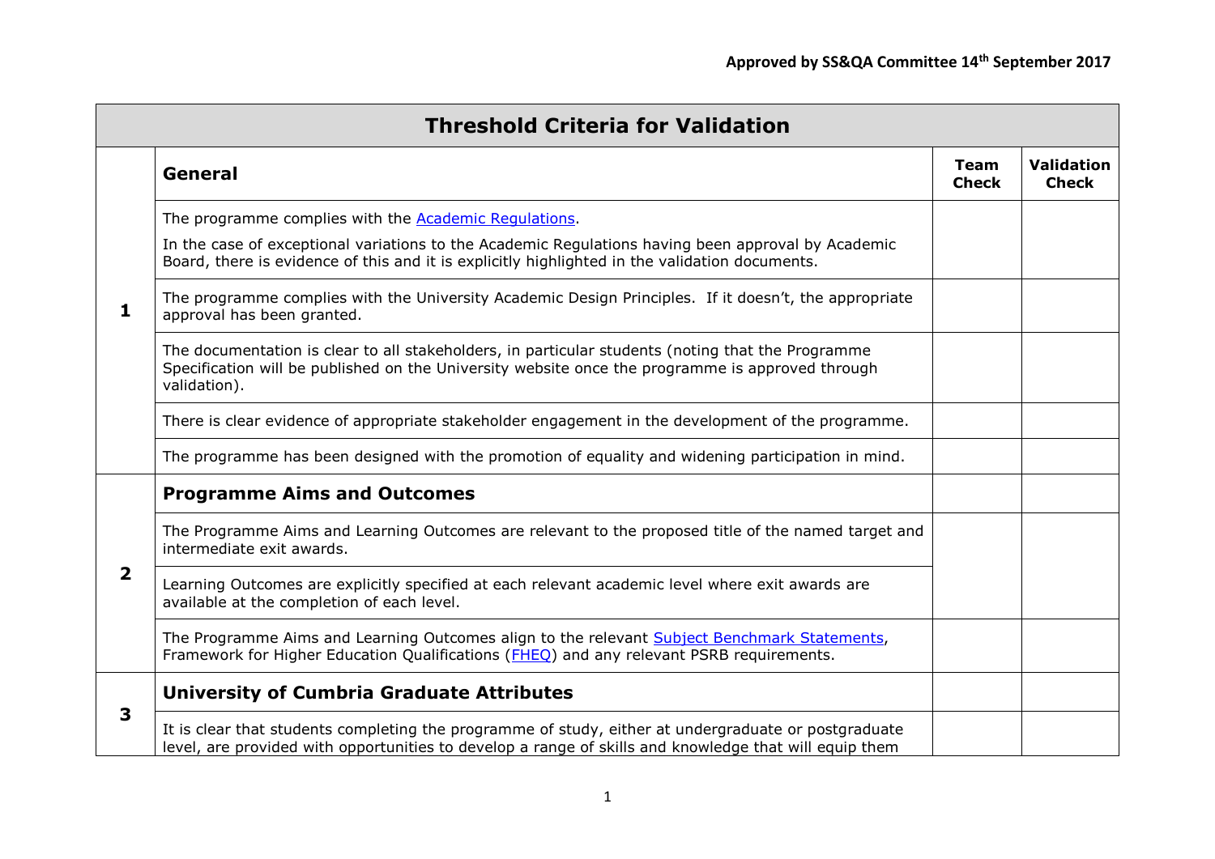**Approved by SS&QA Committee 14th September 2017**

| Threshold Criteria for Validation | | | |
|---|---|---|---|
| | **General** | **Team Check** | **Validation Check** |
| 1 | The programme complies with the [Academic Regulations](). In the case of exceptional variations to the Academic Regulations having been approval by Academic Board, there is evidence of this and it is explicitly highlighted in the validation documents. | | |
| | The programme complies with the University Academic Design Principles. If it doesn't, the appropriate approval has been granted. | | |
| | The documentation is clear to all stakeholders, in particular students (noting that the Programme Specification will be published on the University website once the programme is approved through validation). | | |
| | There is clear evidence of appropriate stakeholder engagement in the development of the programme. | | |
| | The programme has been designed with the promotion of equality and widening participation in mind. | | |
| | **Programme Aims and Outcomes** | | |
| 2 | The Programme Aims and Learning Outcomes are relevant to the proposed title of the named target and intermediate exit awards. | | |
| | Learning Outcomes are explicitly specified at each relevant academic level where exit awards are available at the completion of each level. | | |
| | The Programme Aims and Learning Outcomes align to the relevant [Subject Benchmark Statements](), Framework for Higher Education Qualifications ([FHEQ]()) and any relevant PSRB requirements. | | |
| | **University of Cumbria Graduate Attributes** | | |
| 3 | It is clear that students completing the programme of study, either at undergraduate or postgraduate level, are provided with opportunities to develop a range of skills and knowledge that will equip them | | |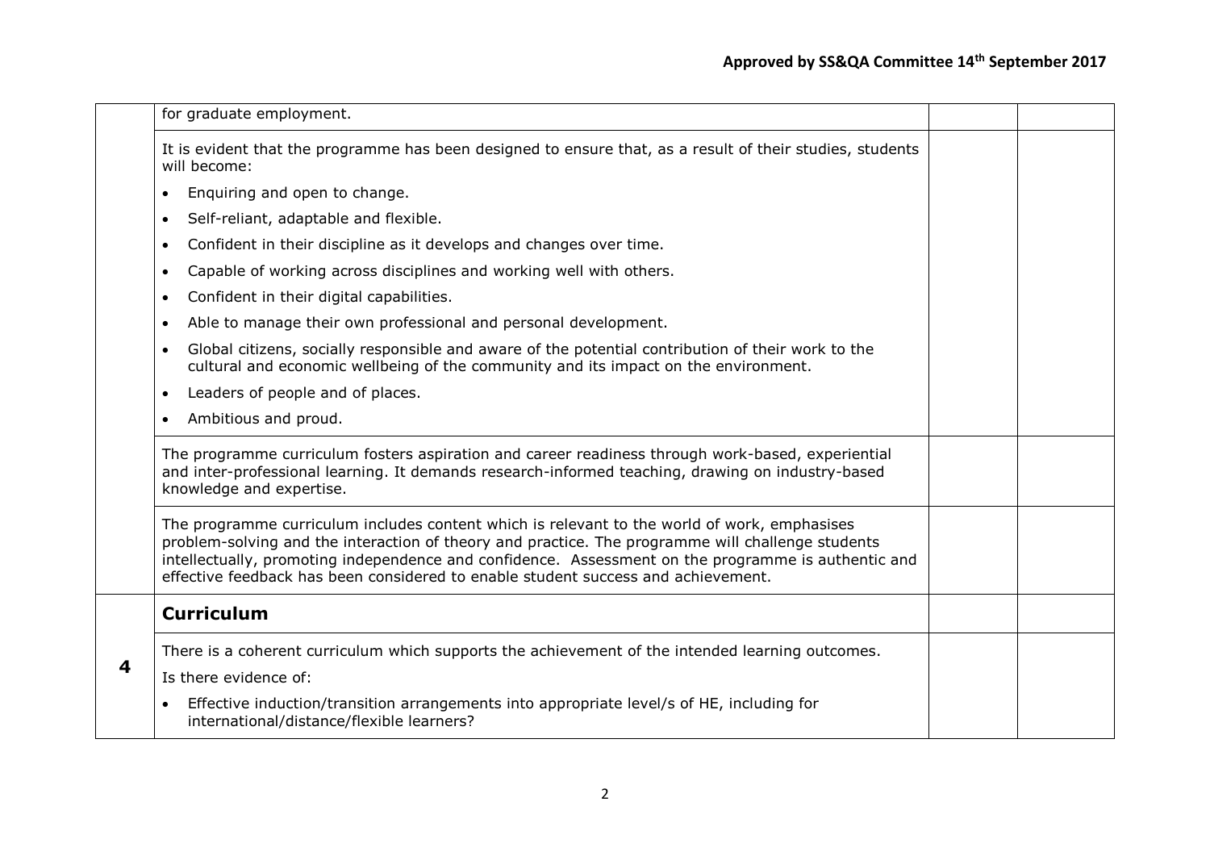| | | | |
|---|---|---|---|
| | for graduate employment. | | |
| | It is evident that the programme has been designed to ensure that, as a result of their studies, students will become:<br>• Enquiring and open to change.<br>• Self-reliant, adaptable and flexible.<br>• Confident in their discipline as it develops and changes over time.<br>• Capable of working across disciplines and working well with others.<br>• Confident in their digital capabilities.<br>• Able to manage their own professional and personal development.<br>• Global citizens, socially responsible and aware of the potential contribution of their work to the cultural and economic wellbeing of the community and its impact on the environment.<br>• Leaders of people and of places.<br>• Ambitious and proud. | | |
| | The programme curriculum fosters aspiration and career readiness through work-based, experiential and inter-professional learning. It demands research-informed teaching, drawing on industry-based knowledge and expertise. | | |
| | The programme curriculum includes content which is relevant to the world of work, emphasises problem-solving and the interaction of theory and practice. The programme will challenge students intellectually, promoting independence and confidence. Assessment on the programme is authentic and effective feedback has been considered to enable student success and achievement. | | |
| **4** | **Curriculum** | | |
| | There is a coherent curriculum which supports the achievement of the intended learning outcomes.<br>Is there evidence of:<br>• Effective induction/transition arrangements into appropriate level/s of HE, including for international/distance/flexible learners? | | |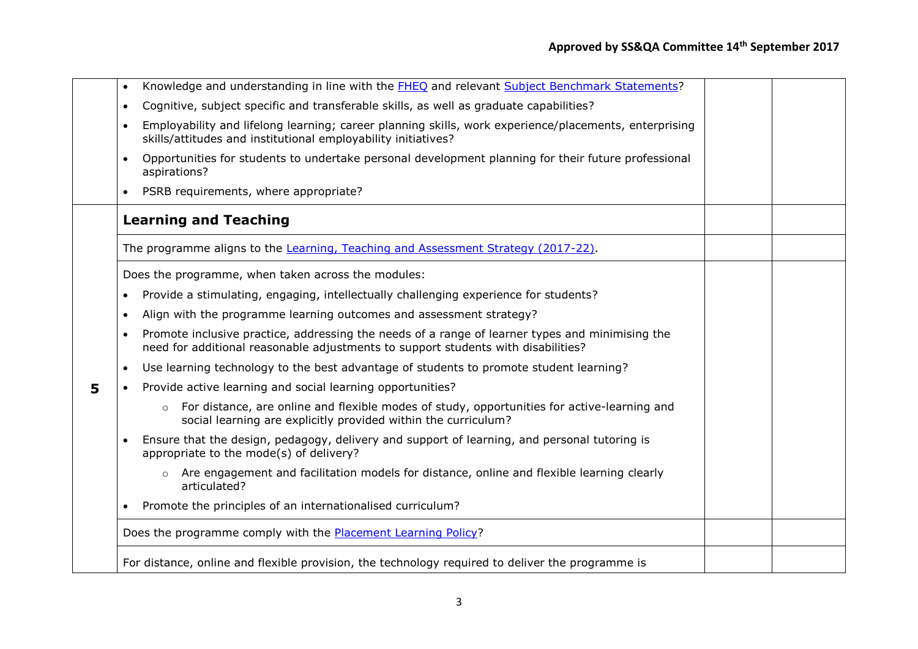| | | | |
|---|---|---|---|
| | • Knowledge and understanding in line with the FHEQ and relevant Subject Benchmark Statements?<br>• Cognitive, subject specific and transferable skills, as well as graduate capabilities?<br>• Employability and lifelong learning; career planning skills, work experience/placements, enterprising skills/attitudes and institutional employability initiatives?<br>• Opportunities for students to undertake personal development planning for their future professional aspirations?<br>• PSRB requirements, where appropriate? | | |
| **5** | **Learning and Teaching** | | |
| | The programme aligns to the Learning, Teaching and Assessment Strategy (2017-22). | | |
| | Does the programme, when taken across the modules:<br>• Provide a stimulating, engaging, intellectually challenging experience for students?<br>• Align with the programme learning outcomes and assessment strategy?<br>• Promote inclusive practice, addressing the needs of a range of learner types and minimising the need for additional reasonable adjustments to support students with disabilities?<br>• Use learning technology to the best advantage of students to promote student learning?<br>• Provide active learning and social learning opportunities?<br>&nbsp;&nbsp;&nbsp;&nbsp;○ For distance, are online and flexible modes of study, opportunities for active-learning and social learning are explicitly provided within the curriculum?<br>• Ensure that the design, pedagogy, delivery and support of learning, and personal tutoring is appropriate to the mode(s) of delivery?<br>&nbsp;&nbsp;&nbsp;&nbsp;○ Are engagement and facilitation models for distance, online and flexible learning clearly articulated?<br>• Promote the principles of an internationalised curriculum? | | |
| | Does the programme comply with the Placement Learning Policy? | | |
| | For distance, online and flexible provision, the technology required to deliver the programme is | | |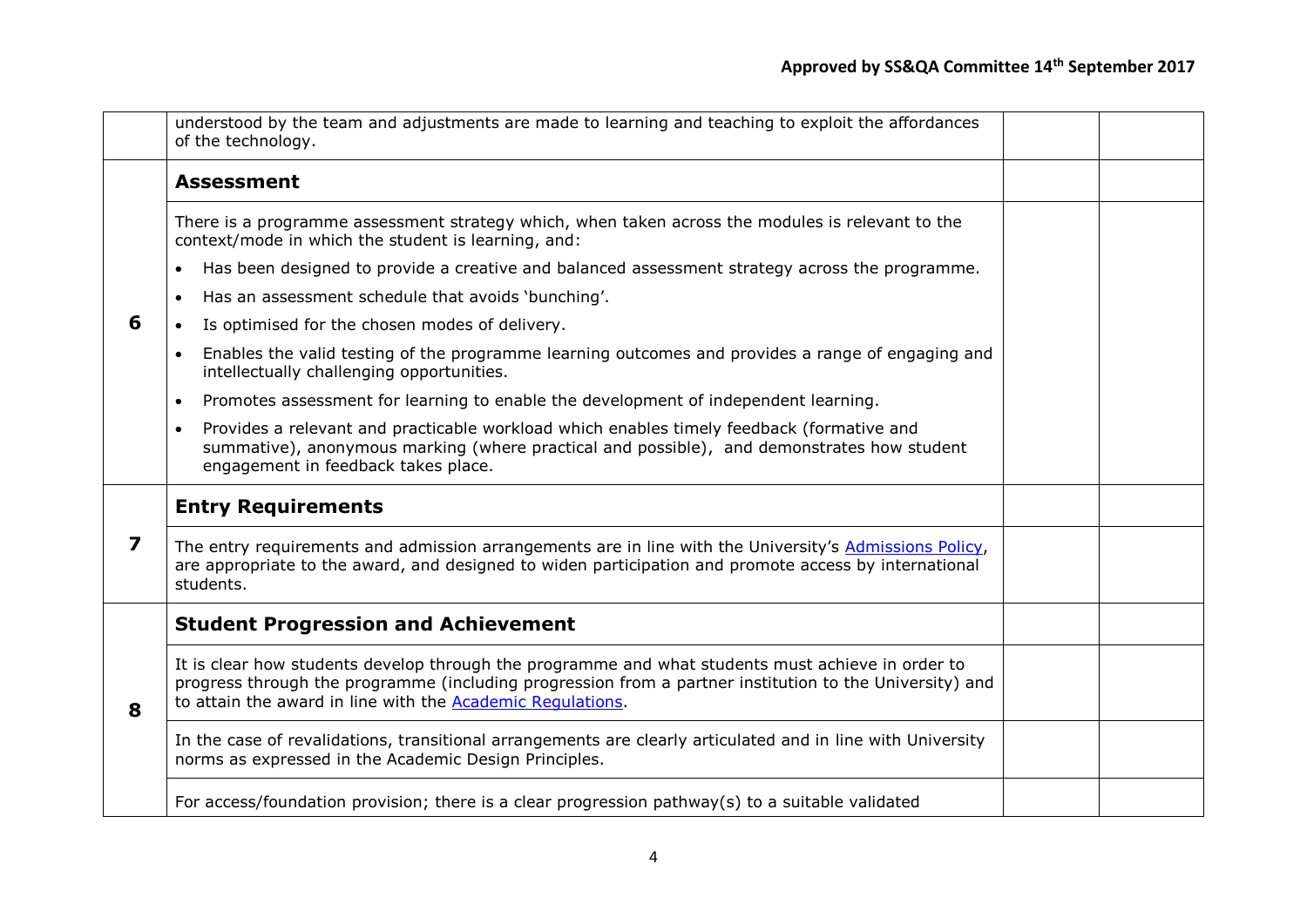| | | | |
|---|---|---|---|
| | understood by the team and adjustments are made to learning and teaching to exploit the affordances of the technology. | | |
| 6 | **Assessment** | | |
| | There is a programme assessment strategy which, when taken across the modules is relevant to the context/mode in which the student is learning, and:<br>• Has been designed to provide a creative and balanced assessment strategy across the programme.<br>• Has an assessment schedule that avoids 'bunching'.<br>• Is optimised for the chosen modes of delivery.<br>• Enables the valid testing of the programme learning outcomes and provides a range of engaging and intellectually challenging opportunities.<br>• Promotes assessment for learning to enable the development of independent learning.<br>• Provides a relevant and practicable workload which enables timely feedback (formative and summative), anonymous marking (where practical and possible), and demonstrates how student engagement in feedback takes place. | | |
| 7 | **Entry Requirements** | | |
| | The entry requirements and admission arrangements are in line with the University's Admissions Policy, are appropriate to the award, and designed to widen participation and promote access by international students. | | |
| 8 | **Student Progression and Achievement** | | |
| | It is clear how students develop through the programme and what students must achieve in order to progress through the programme (including progression from a partner institution to the University) and to attain the award in line with the Academic Regulations. | | |
| | In the case of revalidations, transitional arrangements are clearly articulated and in line with University norms as expressed in the Academic Design Principles. | | |
| | For access/foundation provision; there is a clear progression pathway(s) to a suitable validated | | |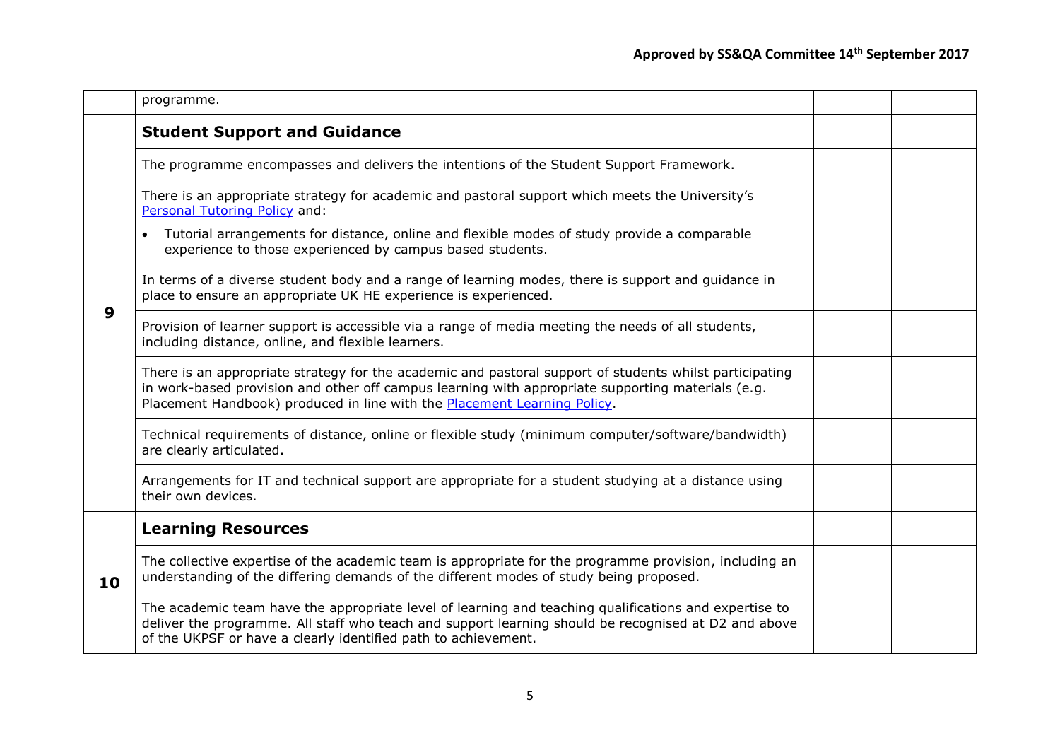| | | | |
|---|---|---|---|
| | programme. | | |
| 9 | **Student Support and Guidance** | | |
| | The programme encompasses and delivers the intentions of the Student Support Framework. | | |
| | There is an appropriate strategy for academic and pastoral support which meets the University's Personal Tutoring Policy and: <br>• Tutorial arrangements for distance, online and flexible modes of study provide a comparable experience to those experienced by campus based students. | | |
| | In terms of a diverse student body and a range of learning modes, there is support and guidance in place to ensure an appropriate UK HE experience is experienced. | | |
| | Provision of learner support is accessible via a range of media meeting the needs of all students, including distance, online, and flexible learners. | | |
| | There is an appropriate strategy for the academic and pastoral support of students whilst participating in work-based provision and other off campus learning with appropriate supporting materials (e.g. Placement Handbook) produced in line with the Placement Learning Policy. | | |
| | Technical requirements of distance, online or flexible study (minimum computer/software/bandwidth) are clearly articulated. | | |
| | Arrangements for IT and technical support are appropriate for a student studying at a distance using their own devices. | | |
| 10 | **Learning Resources** | | |
| | The collective expertise of the academic team is appropriate for the programme provision, including an understanding of the differing demands of the different modes of study being proposed. | | |
| | The academic team have the appropriate level of learning and teaching qualifications and expertise to deliver the programme. All staff who teach and support learning should be recognised at D2 and above of the UKPSF or have a clearly identified path to achievement. | | |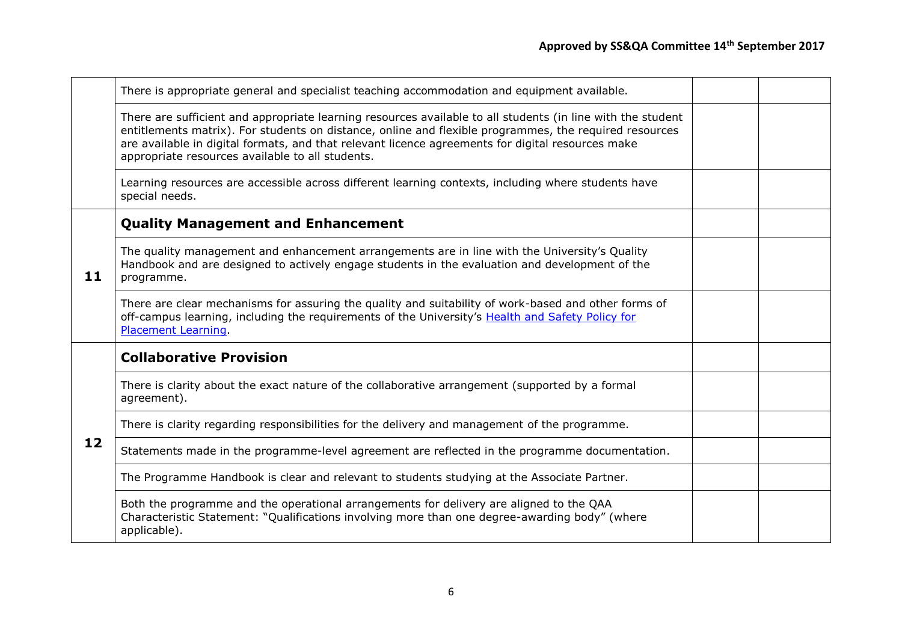| | | | |
|---|---|---|---|
| | There is appropriate general and specialist teaching accommodation and equipment available. | | |
| | There are sufficient and appropriate learning resources available to all students (in line with the student entitlements matrix). For students on distance, online and flexible programmes, the required resources are available in digital formats, and that relevant licence agreements for digital resources make appropriate resources available to all students. | | |
| | Learning resources are accessible across different learning contexts, including where students have special needs. | | |
| **11** | **Quality Management and Enhancement** | | |
| | The quality management and enhancement arrangements are in line with the University's Quality Handbook and are designed to actively engage students in the evaluation and development of the programme. | | |
| | There are clear mechanisms for assuring the quality and suitability of work-based and other forms of off-campus learning, including the requirements of the University's Health and Safety Policy for Placement Learning. | | |
| **12** | **Collaborative Provision** | | |
| | There is clarity about the exact nature of the collaborative arrangement (supported by a formal agreement). | | |
| | There is clarity regarding responsibilities for the delivery and management of the programme. | | |
| | Statements made in the programme-level agreement are reflected in the programme documentation. | | |
| | The Programme Handbook is clear and relevant to students studying at the Associate Partner. | | |
| | Both the programme and the operational arrangements for delivery are aligned to the QAA Characteristic Statement: "Qualifications involving more than one degree-awarding body" (where applicable). | | |